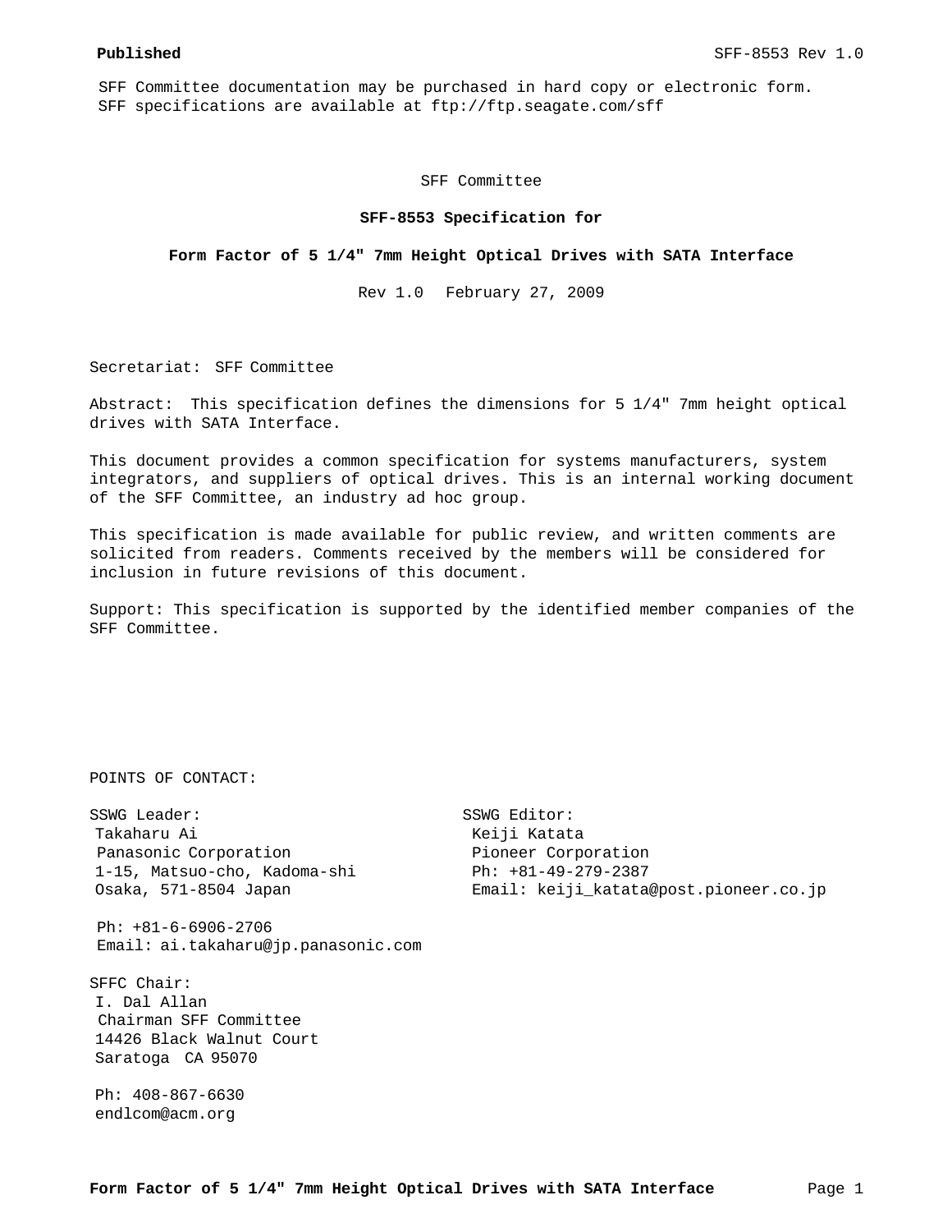**Published**

SFF Committee documentation may be purchased in hard copy or electronic form.
SFF specifications are available at ftp://ftp.seagate.com/sff

SFF Committee

# SFF-8553 Specification for

# Form Factor of 5 1/4" 7mm Height Optical Drives with SATA Interface

Rev 1.0 February 27, 2009

Secretariat: SFF Committee

Abstract: This specification defines the dimensions for 5 1/4" 7mm height optical drives with SATA Interface.

This document provides a common specification for systems manufacturers, system integrators, and suppliers of optical drives. This is an internal working document of the SFF Committee, an industry ad hoc group.

This specification is made available for public review, and written comments are solicited from readers. Comments received by the members will be considered for inclusion in future revisions of this document.

Support: This specification is supported by the identified member companies of the SFF Committee.

POINTS OF CONTACT:

SSWG Leader:
Takaharu Ai
Panasonic Corporation
1-15, Matsuo-cho, Kadoma-shi
Osaka, 571-8504 Japan

Ph: +81-6-6906-2706
Email: ai.takaharu@jp.panasonic.com

SSWG Editor:
Keiji Katata
Pioneer Corporation
Ph: +81-49-279-2387
Email: keiji_katata@post.pioneer.co.jp

SFFC Chair:
I. Dal Allan
Chairman SFF Committee
14426 Black Walnut Court
Saratoga CA 95070

Ph: 408-867-6630
endlcom@acm.org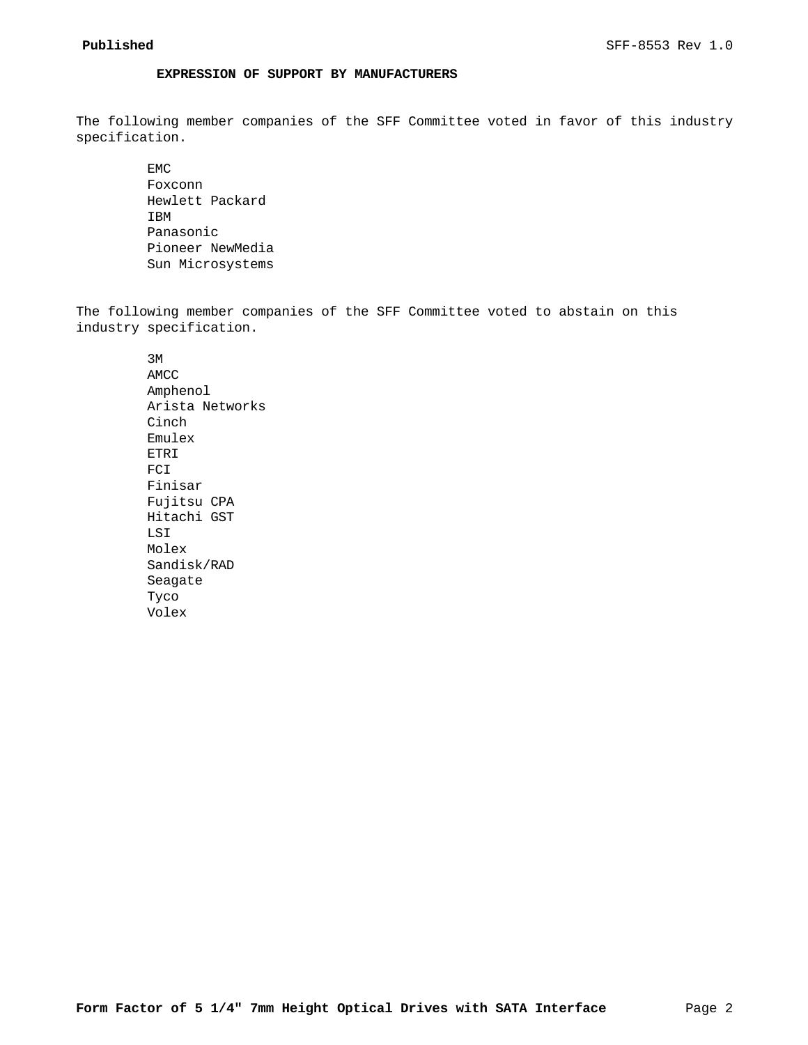## EXPRESSION OF SUPPORT BY MANUFACTURERS

The following member companies of the SFF Committee voted in favor of this industry specification.

- EMC
- Foxconn
- Hewlett Packard
- IBM
- Panasonic
- Pioneer NewMedia
- Sun Microsystems

The following member companies of the SFF Committee voted to abstain on this industry specification.

- 3M
- AMCC
- Amphenol
- Arista Networks
- Cinch
- Emulex
- ETRI
- FCI
- Finisar
- Fujitsu CPA
- Hitachi GST
- LSI
- Molex
- Sandisk/RAD
- Seagate
- Tyco
- Volex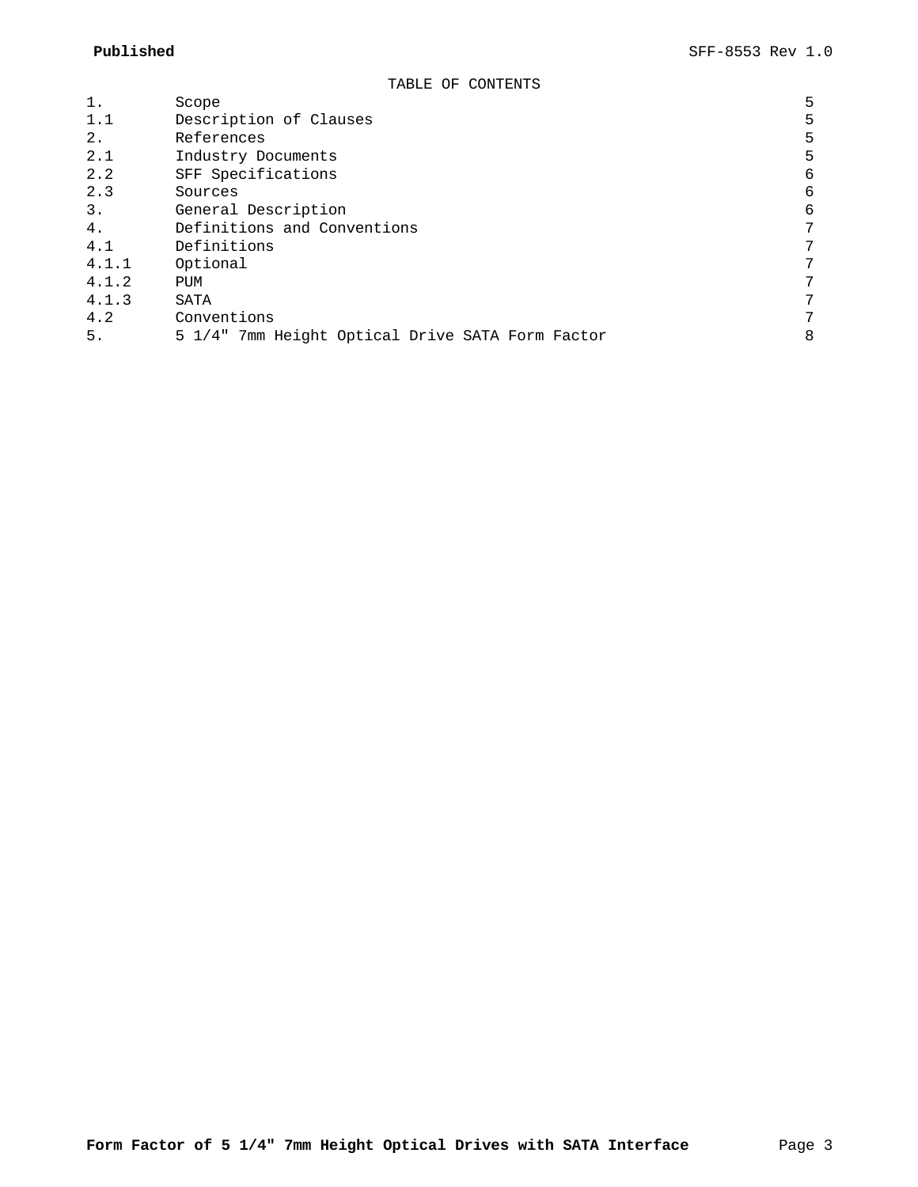TABLE OF CONTENTS

| | | |
|---|---|---|
| 1. | Scope | 5 |
| 1.1 | Description of Clauses | 5 |
| 2. | References | 5 |
| 2.1 | Industry Documents | 5 |
| 2.2 | SFF Specifications | 6 |
| 2.3 | Sources | 6 |
| 3. | General Description | 6 |
| 4. | Definitions and Conventions | 7 |
| 4.1 | Definitions | 7 |
| 4.1.1 | Optional | 7 |
| 4.1.2 | PUM | 7 |
| 4.1.3 | SATA | 7 |
| 4.2 | Conventions | 7 |
| 5. | 5 1/4" 7mm Height Optical Drive SATA Form Factor | 8 |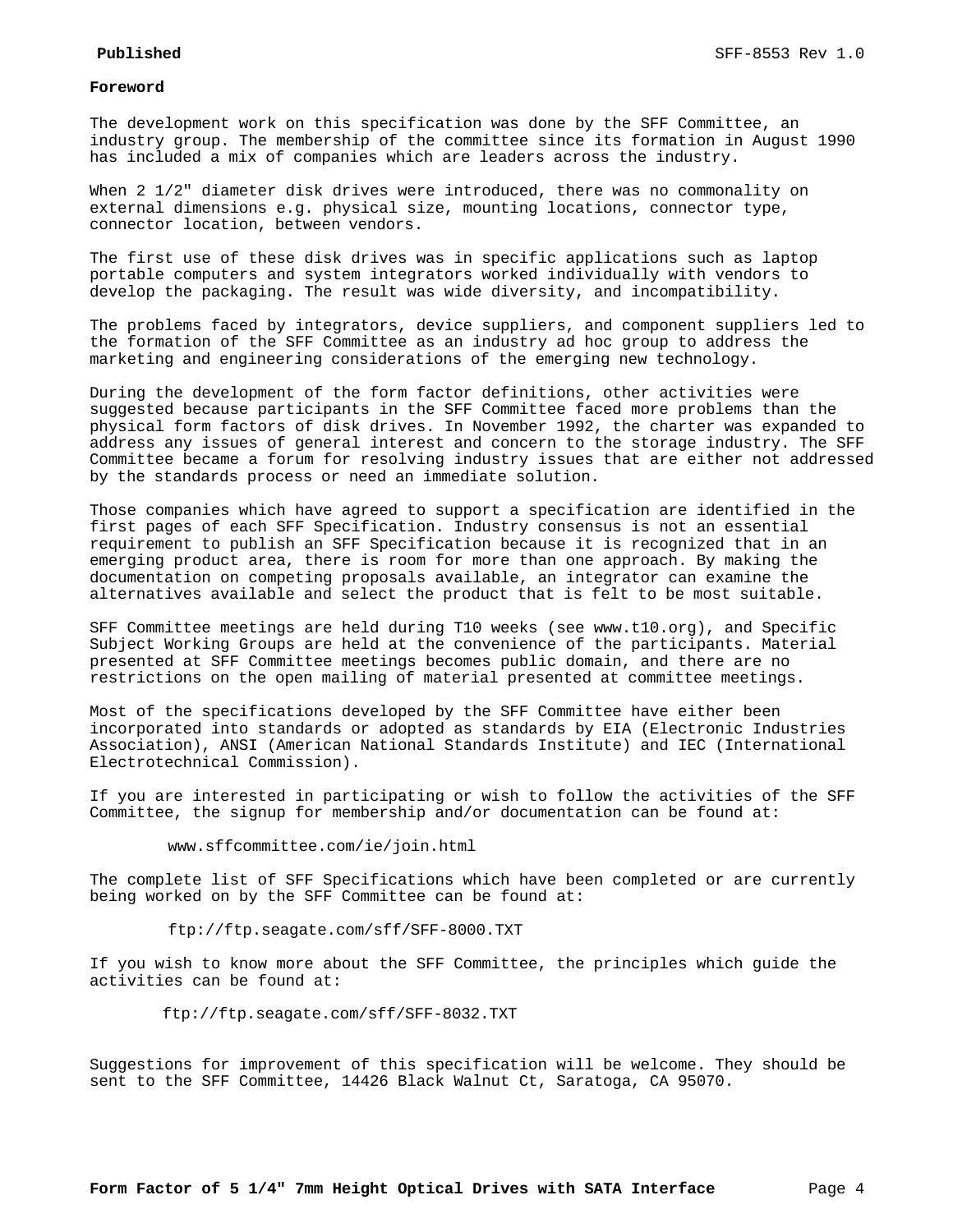**Foreword**

The development work on this specification was done by the SFF Committee, an industry group. The membership of the committee since its formation in August 1990 has included a mix of companies which are leaders across the industry.

When 2 1/2" diameter disk drives were introduced, there was no commonality on external dimensions e.g. physical size, mounting locations, connector type, connector location, between vendors.

The first use of these disk drives was in specific applications such as laptop portable computers and system integrators worked individually with vendors to develop the packaging. The result was wide diversity, and incompatibility.

The problems faced by integrators, device suppliers, and component suppliers led to the formation of the SFF Committee as an industry ad hoc group to address the marketing and engineering considerations of the emerging new technology.

During the development of the form factor definitions, other activities were suggested because participants in the SFF Committee faced more problems than the physical form factors of disk drives. In November 1992, the charter was expanded to address any issues of general interest and concern to the storage industry. The SFF Committee became a forum for resolving industry issues that are either not addressed by the standards process or need an immediate solution.

Those companies which have agreed to support a specification are identified in the first pages of each SFF Specification. Industry consensus is not an essential requirement to publish an SFF Specification because it is recognized that in an emerging product area, there is room for more than one approach. By making the documentation on competing proposals available, an integrator can examine the alternatives available and select the product that is felt to be most suitable.

SFF Committee meetings are held during T10 weeks (see www.t10.org), and Specific Subject Working Groups are held at the convenience of the participants. Material presented at SFF Committee meetings becomes public domain, and there are no restrictions on the open mailing of material presented at committee meetings.

Most of the specifications developed by the SFF Committee have either been incorporated into standards or adopted as standards by EIA (Electronic Industries Association), ANSI (American National Standards Institute) and IEC (International Electrotechnical Commission).

If you are interested in participating or wish to follow the activities of the SFF Committee, the signup for membership and/or documentation can be found at:

www.sffcommittee.com/ie/join.html

The complete list of SFF Specifications which have been completed or are currently being worked on by the SFF Committee can be found at:

ftp://ftp.seagate.com/sff/SFF-8000.TXT

If you wish to know more about the SFF Committee, the principles which guide the activities can be found at:

ftp://ftp.seagate.com/sff/SFF-8032.TXT

Suggestions for improvement of this specification will be welcome. They should be sent to the SFF Committee, 14426 Black Walnut Ct, Saratoga, CA 95070.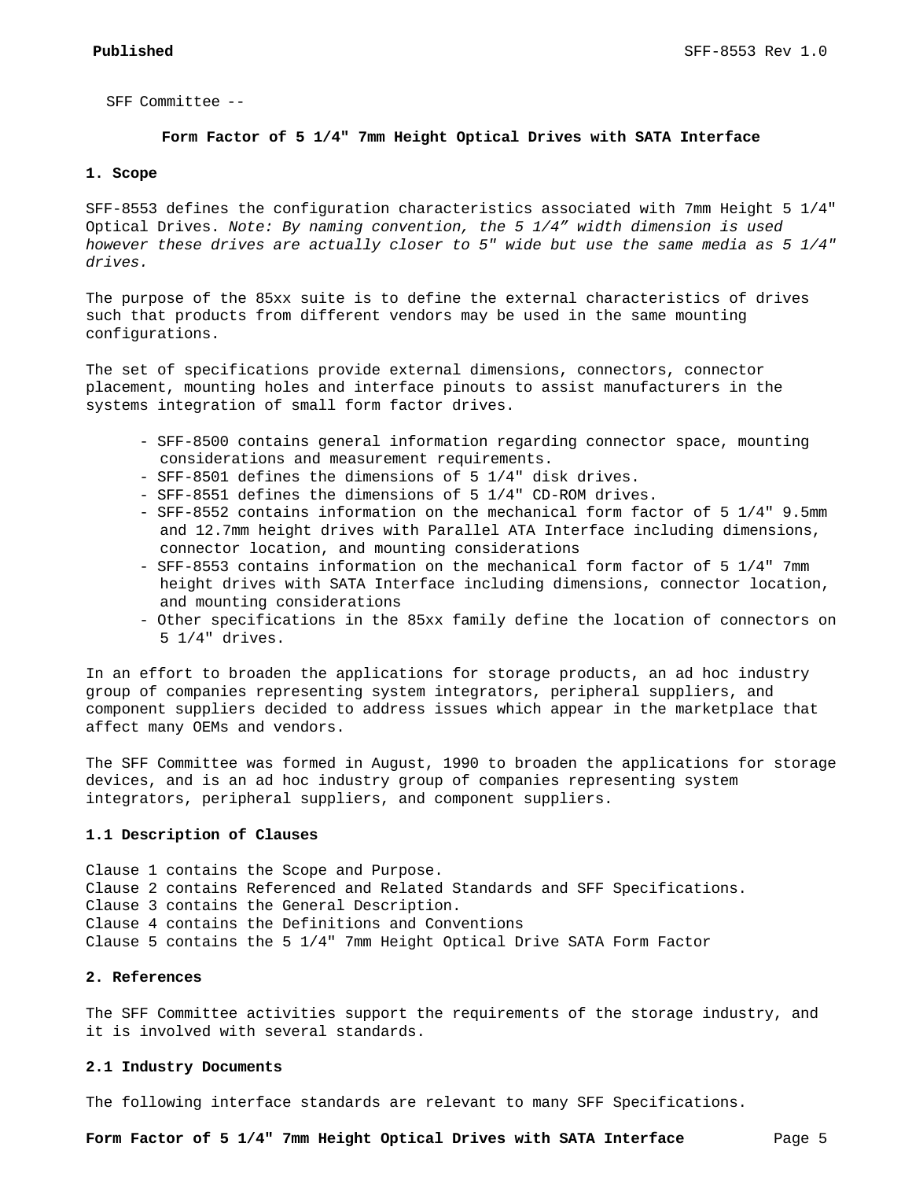SFF Committee --

**Form Factor of 5 1/4" 7mm Height Optical Drives with SATA Interface**

## 1. Scope

SFF-8553 defines the configuration characteristics associated with 7mm Height 5 1/4" Optical Drives. *Note: By naming convention, the 5 1/4" width dimension is used however these drives are actually closer to 5" wide but use the same media as 5 1/4" drives.*

The purpose of the 85xx suite is to define the external characteristics of drives such that products from different vendors may be used in the same mounting configurations.

The set of specifications provide external dimensions, connectors, connector placement, mounting holes and interface pinouts to assist manufacturers in the systems integration of small form factor drives.

- SFF-8500 contains general information regarding connector space, mounting considerations and measurement requirements.
- SFF-8501 defines the dimensions of 5 1/4" disk drives.
- SFF-8551 defines the dimensions of 5 1/4" CD-ROM drives.
- SFF-8552 contains information on the mechanical form factor of 5 1/4" 9.5mm and 12.7mm height drives with Parallel ATA Interface including dimensions, connector location, and mounting considerations
- SFF-8553 contains information on the mechanical form factor of 5 1/4" 7mm height drives with SATA Interface including dimensions, connector location, and mounting considerations
- Other specifications in the 85xx family define the location of connectors on 5 1/4" drives.

In an effort to broaden the applications for storage products, an ad hoc industry group of companies representing system integrators, peripheral suppliers, and component suppliers decided to address issues which appear in the marketplace that affect many OEMs and vendors.

The SFF Committee was formed in August, 1990 to broaden the applications for storage devices, and is an ad hoc industry group of companies representing system integrators, peripheral suppliers, and component suppliers.

### 1.1 Description of Clauses

Clause 1 contains the Scope and Purpose.
Clause 2 contains Referenced and Related Standards and SFF Specifications.
Clause 3 contains the General Description.
Clause 4 contains the Definitions and Conventions
Clause 5 contains the 5 1/4" 7mm Height Optical Drive SATA Form Factor

## 2. References

The SFF Committee activities support the requirements of the storage industry, and it is involved with several standards.

### 2.1 Industry Documents

The following interface standards are relevant to many SFF Specifications.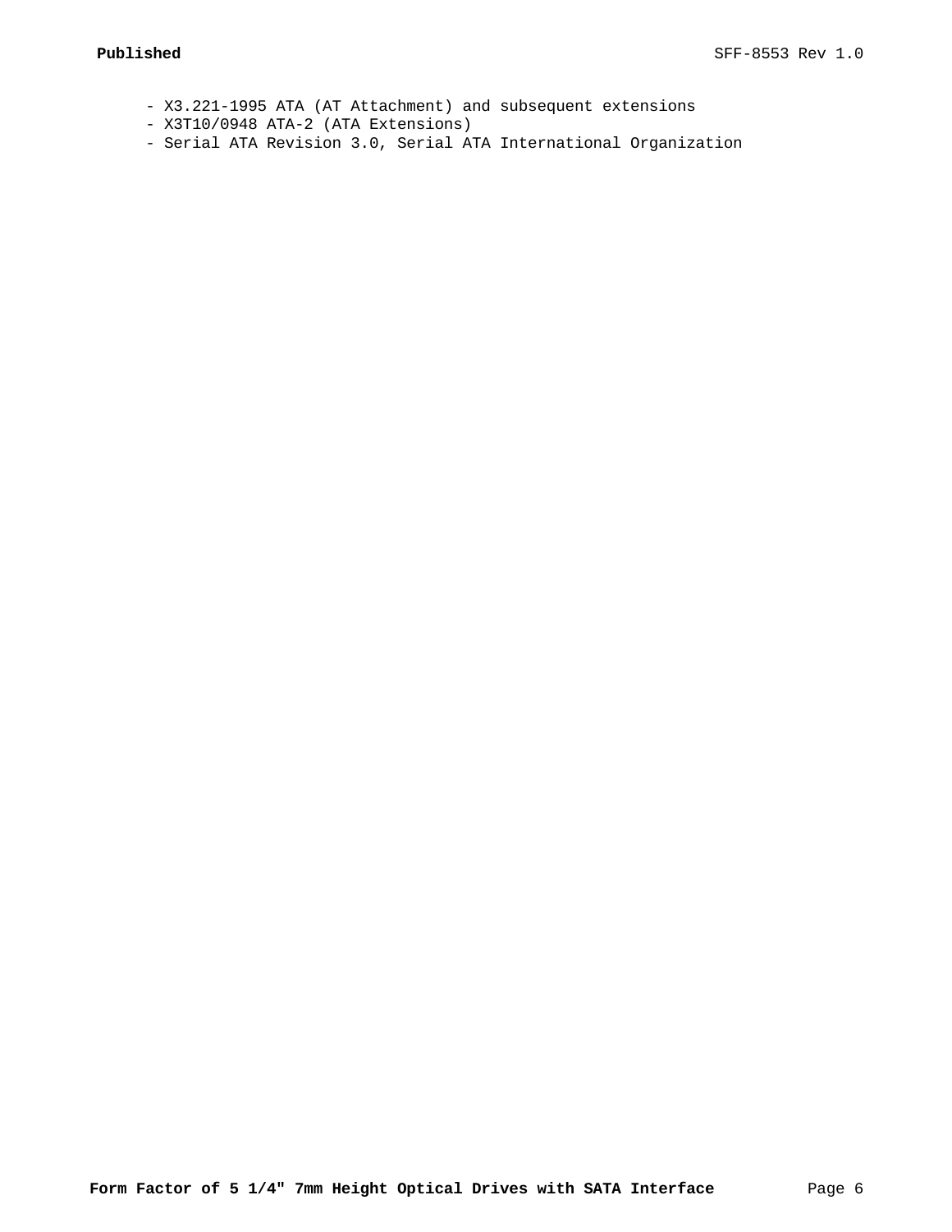- X3.221-1995 ATA (AT Attachment) and subsequent extensions
- X3T10/0948 ATA-2 (ATA Extensions)
- Serial ATA Revision 3.0, Serial ATA International Organization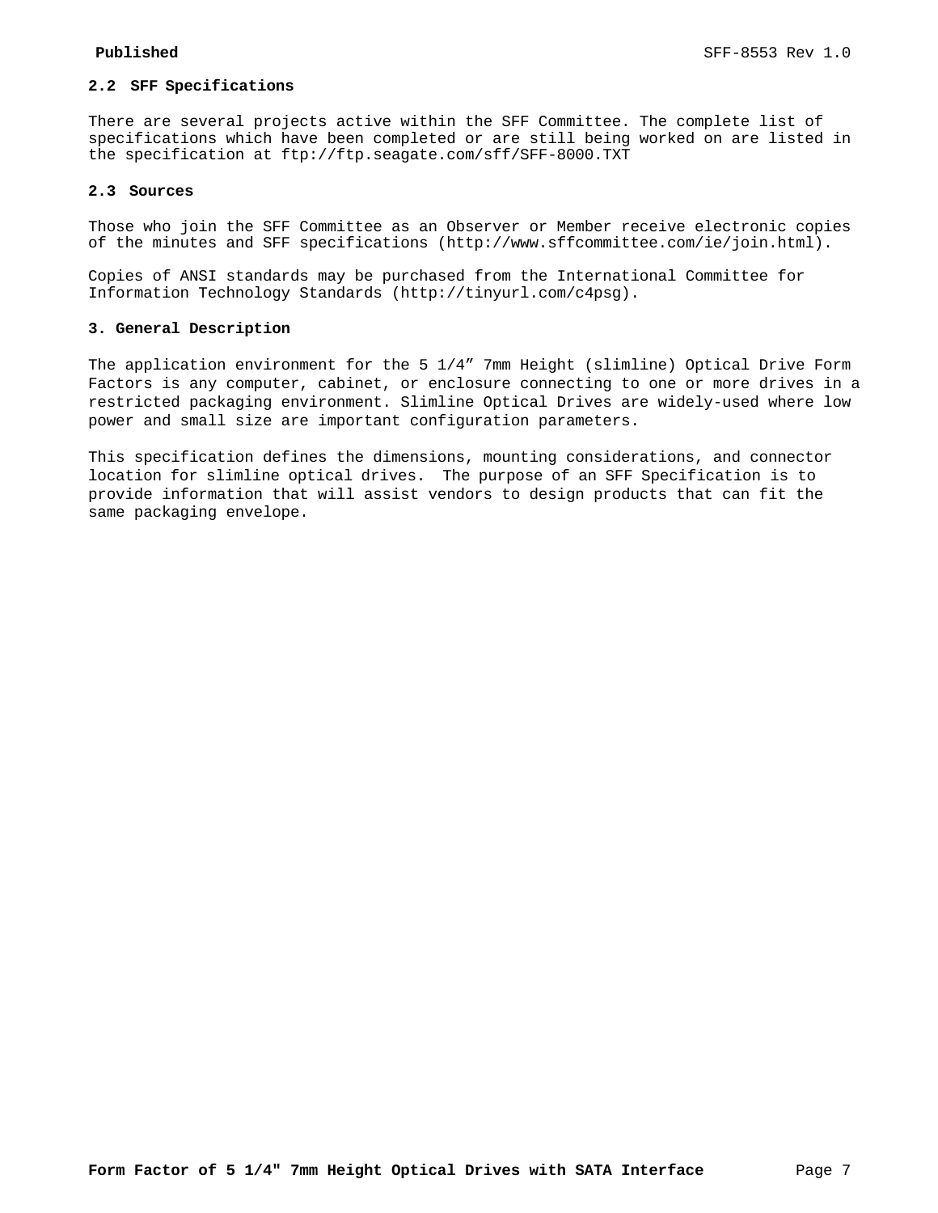## 2.2 SFF Specifications

There are several projects active within the SFF Committee. The complete list of specifications which have been completed or are still being worked on are listed in the specification at ftp://ftp.seagate.com/sff/SFF-8000.TXT

## 2.3 Sources

Those who join the SFF Committee as an Observer or Member receive electronic copies of the minutes and SFF specifications (http://www.sffcommittee.com/ie/join.html).

Copies of ANSI standards may be purchased from the International Committee for Information Technology Standards (http://tinyurl.com/c4psg).

# 3. General Description

The application environment for the 5 1/4” 7mm Height (slimline) Optical Drive Form Factors is any computer, cabinet, or enclosure connecting to one or more drives in a restricted packaging environment. Slimline Optical Drives are widely-used where low power and small size are important configuration parameters.

This specification defines the dimensions, mounting considerations, and connector location for slimline optical drives. The purpose of an SFF Specification is to provide information that will assist vendors to design products that can fit the same packaging envelope.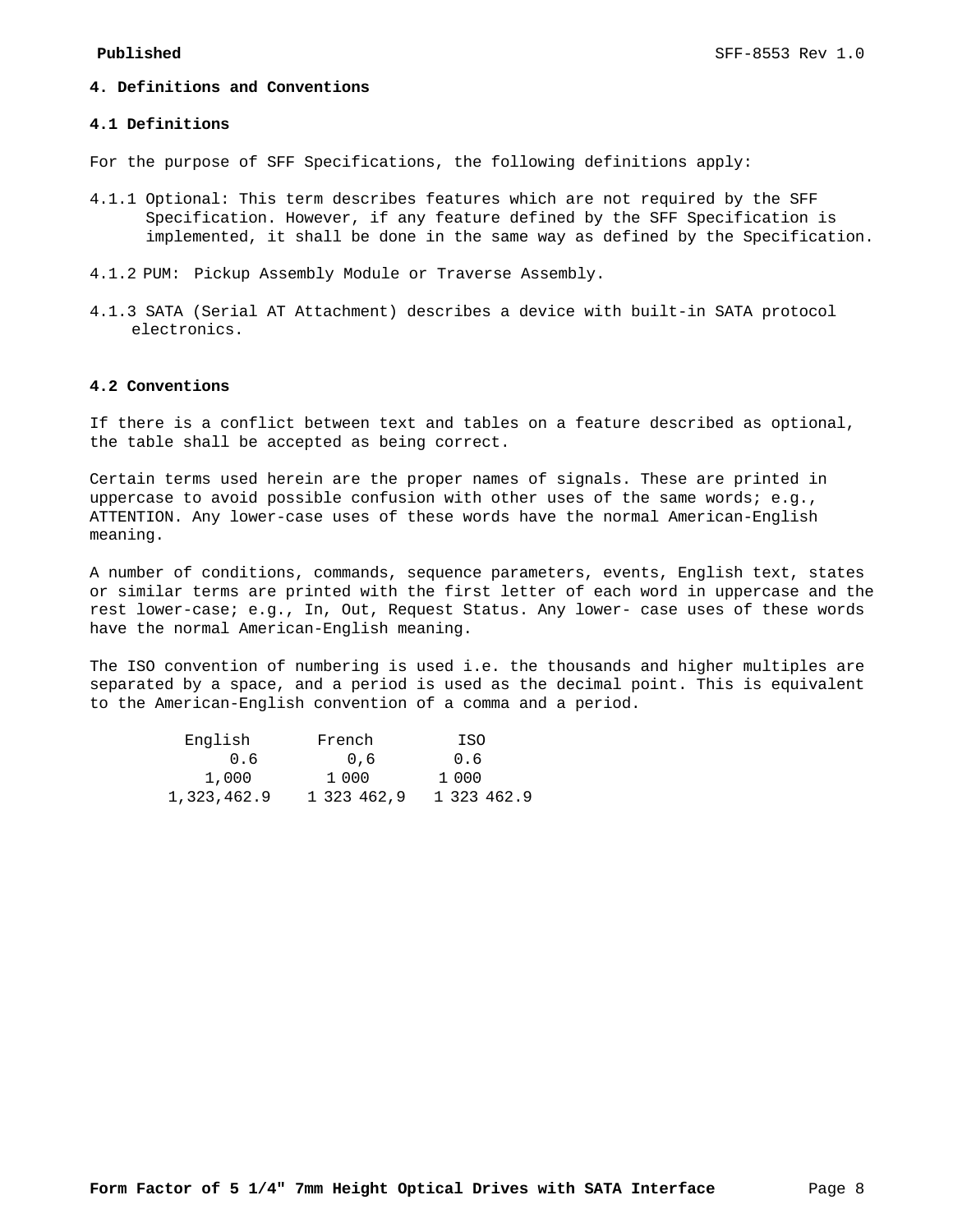## 4. Definitions and Conventions

### 4.1 Definitions

For the purpose of SFF Specifications, the following definitions apply:

4.1.1 Optional: This term describes features which are not required by the SFF Specification. However, if any feature defined by the SFF Specification is implemented, it shall be done in the same way as defined by the Specification.

4.1.2 PUM: Pickup Assembly Module or Traverse Assembly.

4.1.3 SATA (Serial AT Attachment) describes a device with built-in SATA protocol electronics.

### 4.2 Conventions

If there is a conflict between text and tables on a feature described as optional, the table shall be accepted as being correct.

Certain terms used herein are the proper names of signals. These are printed in uppercase to avoid possible confusion with other uses of the same words; e.g., ATTENTION. Any lower-case uses of these words have the normal American-English meaning.

A number of conditions, commands, sequence parameters, events, English text, states or similar terms are printed with the first letter of each word in uppercase and the rest lower-case; e.g., In, Out, Request Status. Any lower- case uses of these words have the normal American-English meaning.

The ISO convention of numbering is used i.e. the thousands and higher multiples are separated by a space, and a period is used as the decimal point. This is equivalent to the American-English convention of a comma and a period.

| English | French | ISO |
|---|---|---|
| 0.6 | 0,6 | 0.6 |
| 1,000 | 1 000 | 1 000 |
| 1,323,462.9 | 1 323 462,9 | 1 323 462.9 |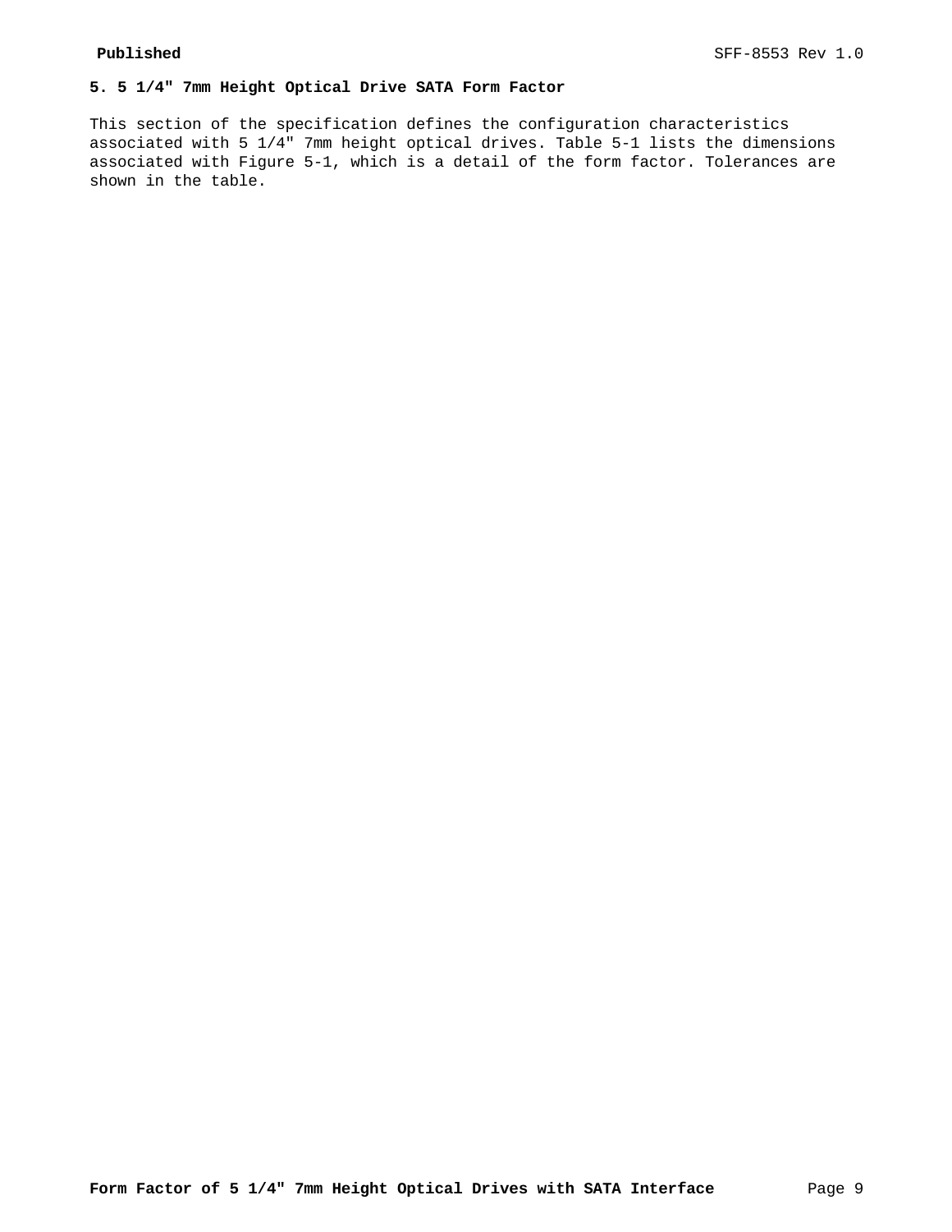## 5. 5 1/4" 7mm Height Optical Drive SATA Form Factor

This section of the specification defines the configuration characteristics associated with 5 1/4" 7mm height optical drives. Table 5-1 lists the dimensions associated with Figure 5-1, which is a detail of the form factor. Tolerances are shown in the table.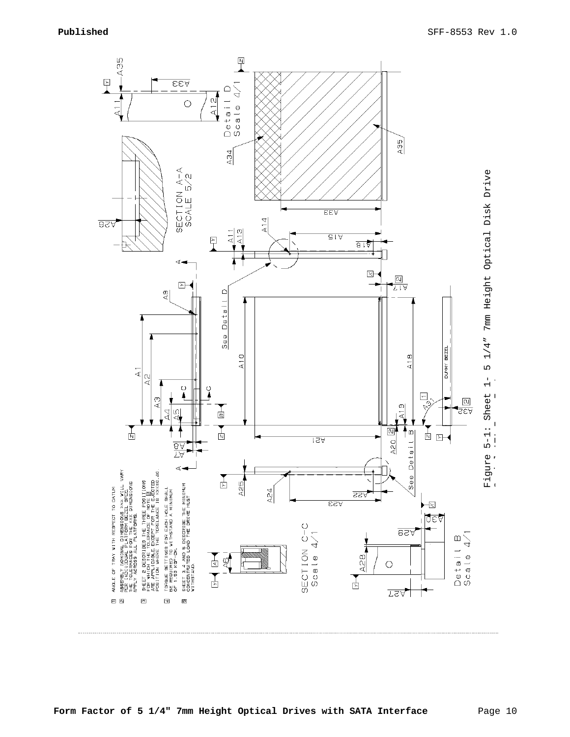1. ANGLE OF TRAY WITH RESPECT TO DATUM
2. ASSEMBLY NOMINAL DIMENSIONS XXX WILL VARY PER INDIVIDUAL PLATFORM BEZEL SPEC. THE TOLERANCES FOR THE XXX DIMENSIONS APPLY ACROSS ALL PLATFORMS.
3. SHEET 2 DESCRIBES THE THREE POSITIONS FOR WHICH THE TOLERANCE OF NOTE 2 ARE APPLICABLE EXCEPT FOR THE EJECTED POSITION WHERE THE TOLERANCE IS XX±0.00.
4. TORQUE SETTINGS FOR EACH HOLE SHALL BE REQUIRED TO WITHSTAND A MINIMUM OF 1.50 KGF-CM.
5. SHEET 3,4 AND 5 DESCRIBE THE MINIMUM CONCENTRATED LOAD THE DRIVE MUST WITHSTAND.

Figure 5-1: Sheet 1- 5 1/4" 7mm Height Optical Disk Drive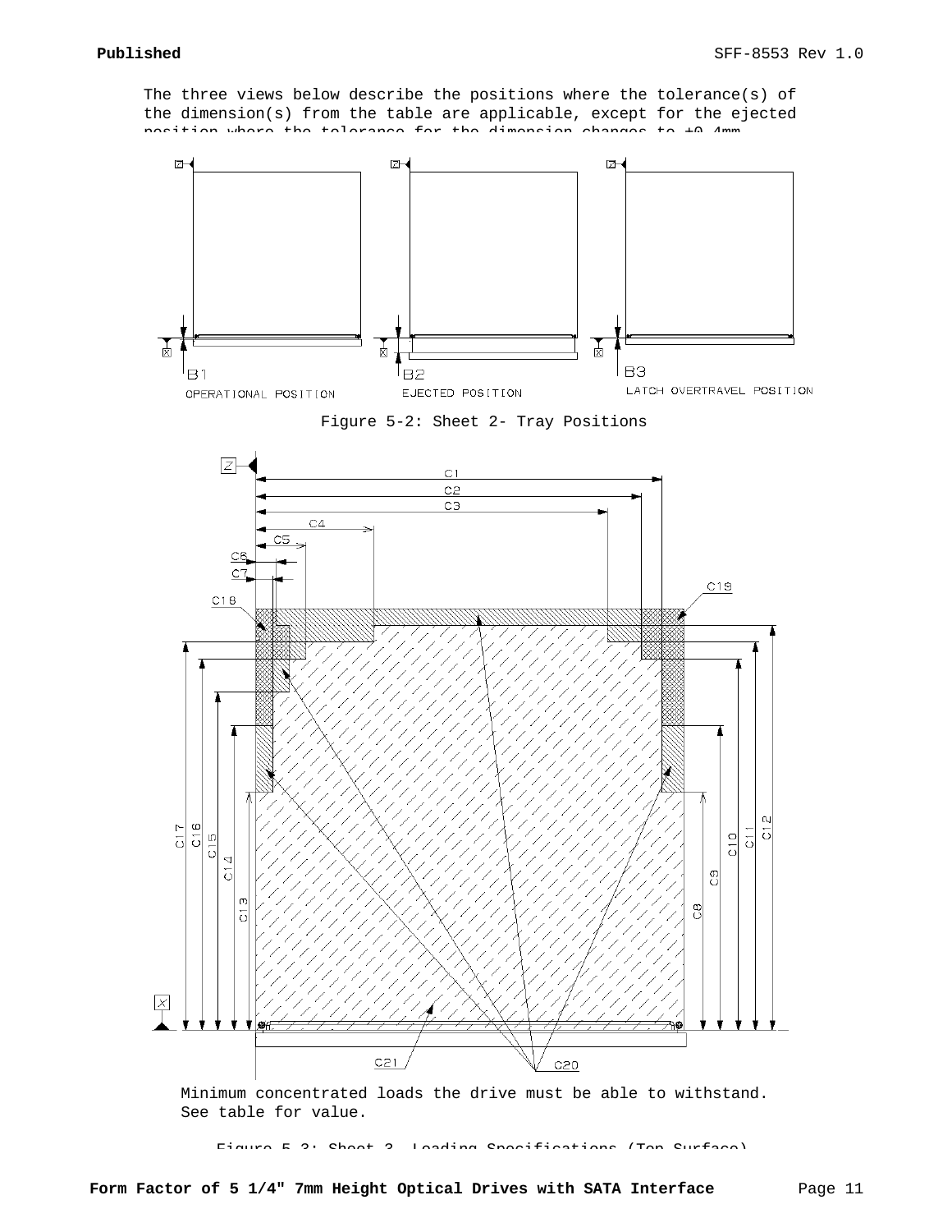The three views below describe the positions where the tolerance(s) of the dimension(s) from the table are applicable, except for the ejected position where the tolerance for the dimension changes to ±0.4mm.

B1
OPERATIONAL POSITION

B2
EJECTED POSITION

B3
LATCH OVERTRAVEL POSITION

Figure 5-2: Sheet 2- Tray Positions

Minimum concentrated loads the drive must be able to withstand. See table for value.

Figure 5-3: Sheet 3- Loading Specifications (Top Surface)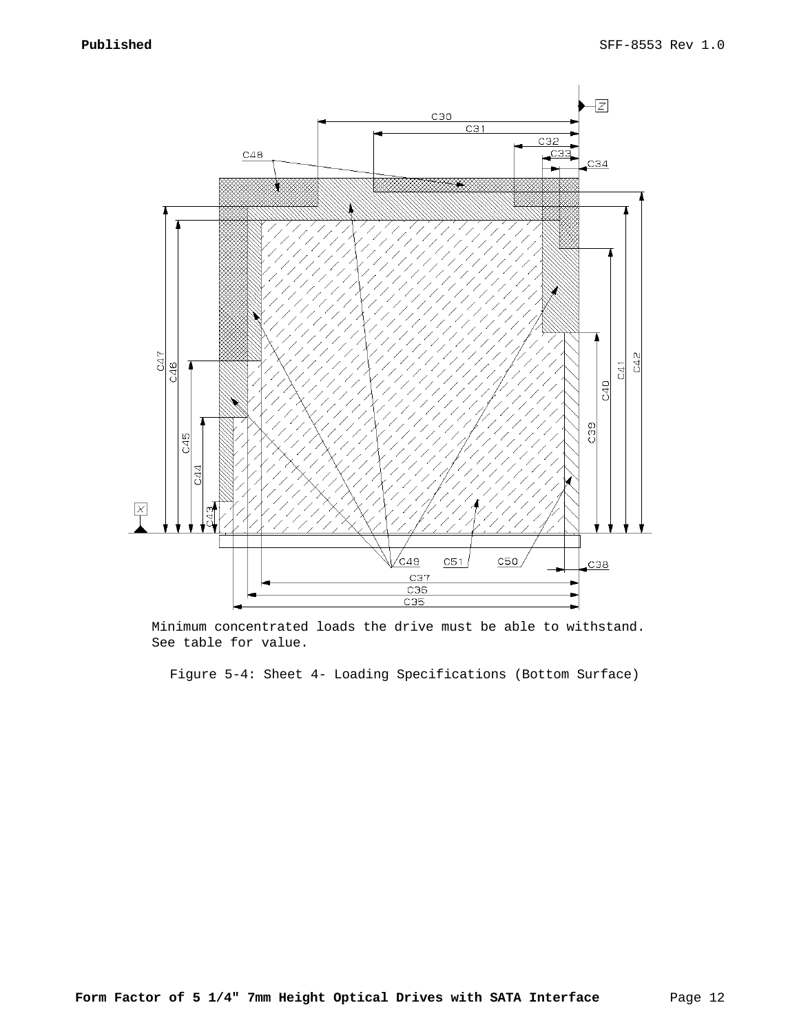Minimum concentrated loads the drive must be able to withstand. See table for value.

Figure 5-4: Sheet 4- Loading Specifications (Bottom Surface)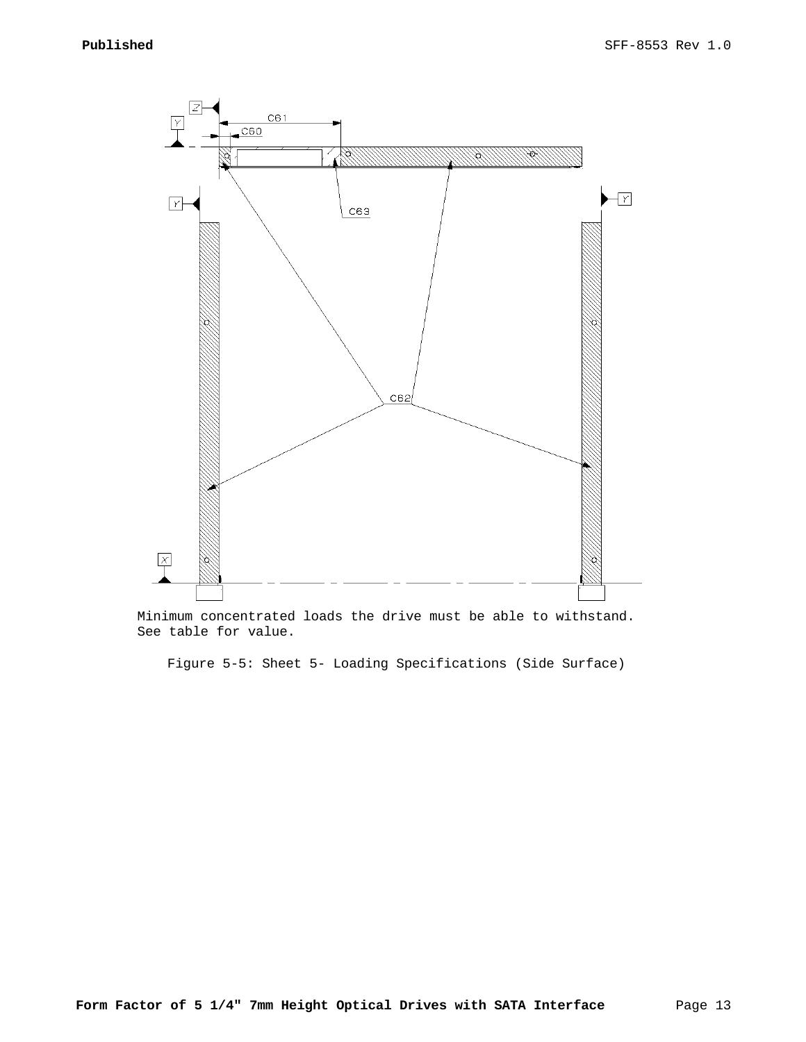Minimum concentrated loads the drive must be able to withstand.
See table for value.

Figure 5-5: Sheet 5- Loading Specifications (Side Surface)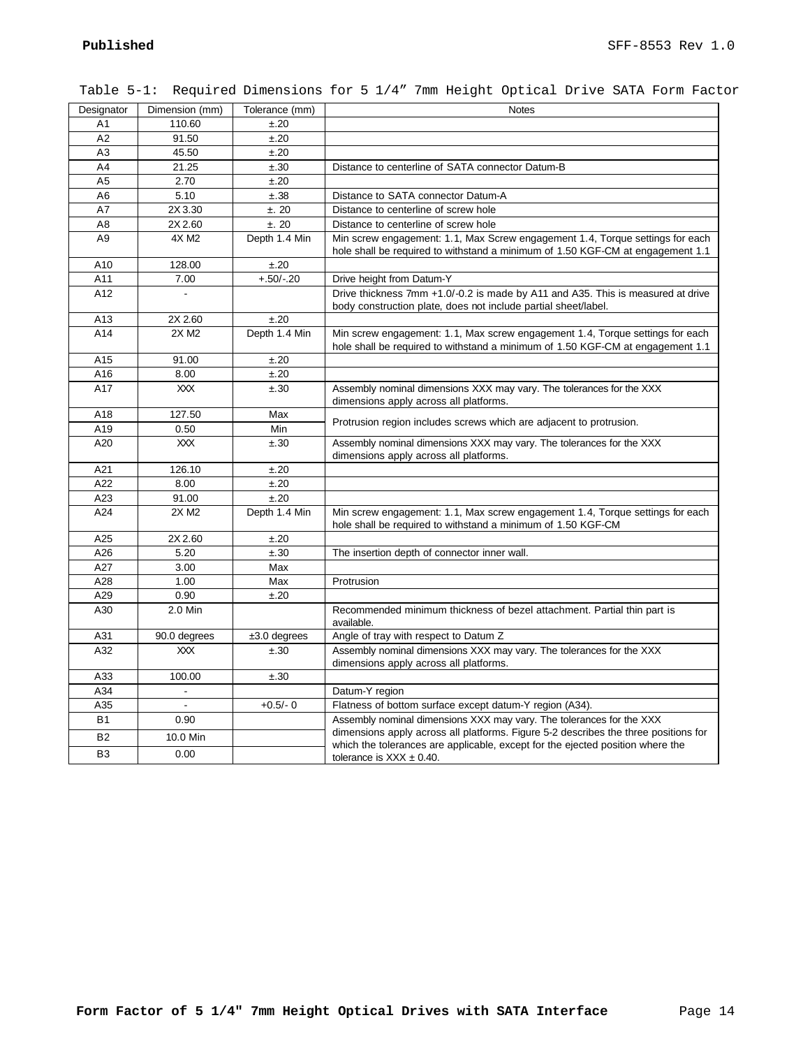Table 5-1: Required Dimensions for 5 1/4" 7mm Height Optical Drive SATA Form Factor

| Designator | Dimension (mm) | Tolerance (mm) | Notes |
|---|---|---|---|
| A1 | 110.60 | ±.20 | |
| A2 | 91.50 | ±.20 | |
| A3 | 45.50 | ±.20 | |
| A4 | 21.25 | ±.30 | Distance to centerline of SATA connector Datum-B |
| A5 | 2.70 | ±.20 | |
| A6 | 5.10 | ±.38 | Distance to SATA connector Datum-A |
| A7 | 2X 3.30 | ±. 20 | Distance to centerline of screw hole |
| A8 | 2X 2.60 | ±. 20 | Distance to centerline of screw hole |
| A9 | 4X M2 | Depth 1.4 Min | Min screw engagement: 1.1, Max Screw engagement 1.4, Torque settings for each hole shall be required to withstand a minimum of 1.50 KGF-CM at engagement 1.1 |
| A10 | 128.00 | ±.20 | |
| A11 | 7.00 | +.50/-.20 | Drive height from Datum-Y |
| A12 | - | | Drive thickness 7mm +1.0/-0.2 is made by A11 and A35. This is measured at drive body construction plate, does not include partial sheet/label. |
| A13 | 2X 2.60 | ±.20 | |
| A14 | 2X M2 | Depth 1.4 Min | Min screw engagement: 1.1, Max screw engagement 1.4, Torque settings for each hole shall be required to withstand a minimum of 1.50 KGF-CM at engagement 1.1 |
| A15 | 91.00 | ±.20 | |
| A16 | 8.00 | ±.20 | |
| A17 | XXX | ±.30 | Assembly nominal dimensions XXX may vary. The tolerances for the XXX dimensions apply across all platforms. |
| A18 | 127.50 | Max | Protrusion region includes screws which are adjacent to protrusion. |
| A19 | 0.50 | Min | |
| A20 | XXX | ±.30 | Assembly nominal dimensions XXX may vary. The tolerances for the XXX dimensions apply across all platforms. |
| A21 | 126.10 | ±.20 | |
| A22 | 8.00 | ±.20 | |
| A23 | 91.00 | ±.20 | |
| A24 | 2X M2 | Depth 1.4 Min | Min screw engagement: 1.1, Max screw engagement 1.4, Torque settings for each hole shall be required to withstand a minimum of 1.50 KGF-CM |
| A25 | 2X 2.60 | ±.20 | |
| A26 | 5.20 | ±.30 | The insertion depth of connector inner wall. |
| A27 | 3.00 | Max | |
| A28 | 1.00 | Max | Protrusion |
| A29 | 0.90 | ±.20 | |
| A30 | 2.0 Min | | Recommended minimum thickness of bezel attachment. Partial thin part is available. |
| A31 | 90.0 degrees | ±3.0 degrees | Angle of tray with respect to Datum Z |
| A32 | XXX | ±.30 | Assembly nominal dimensions XXX may vary. The tolerances for the XXX dimensions apply across all platforms. |
| A33 | 100.00 | ±.30 | |
| A34 | - | | Datum-Y region |
| A35 | - | +0.5/- 0 | Flatness of bottom surface except datum-Y region (A34). |
| B1 | 0.90 | | Assembly nominal dimensions XXX may vary. The tolerances for the XXX dimensions apply across all platforms. Figure 5-2 describes the three positions for which the tolerances are applicable, except for the ejected position where the tolerance is XXX ± 0.40. |
| B2 | 10.0 Min | | |
| B3 | 0.00 | | |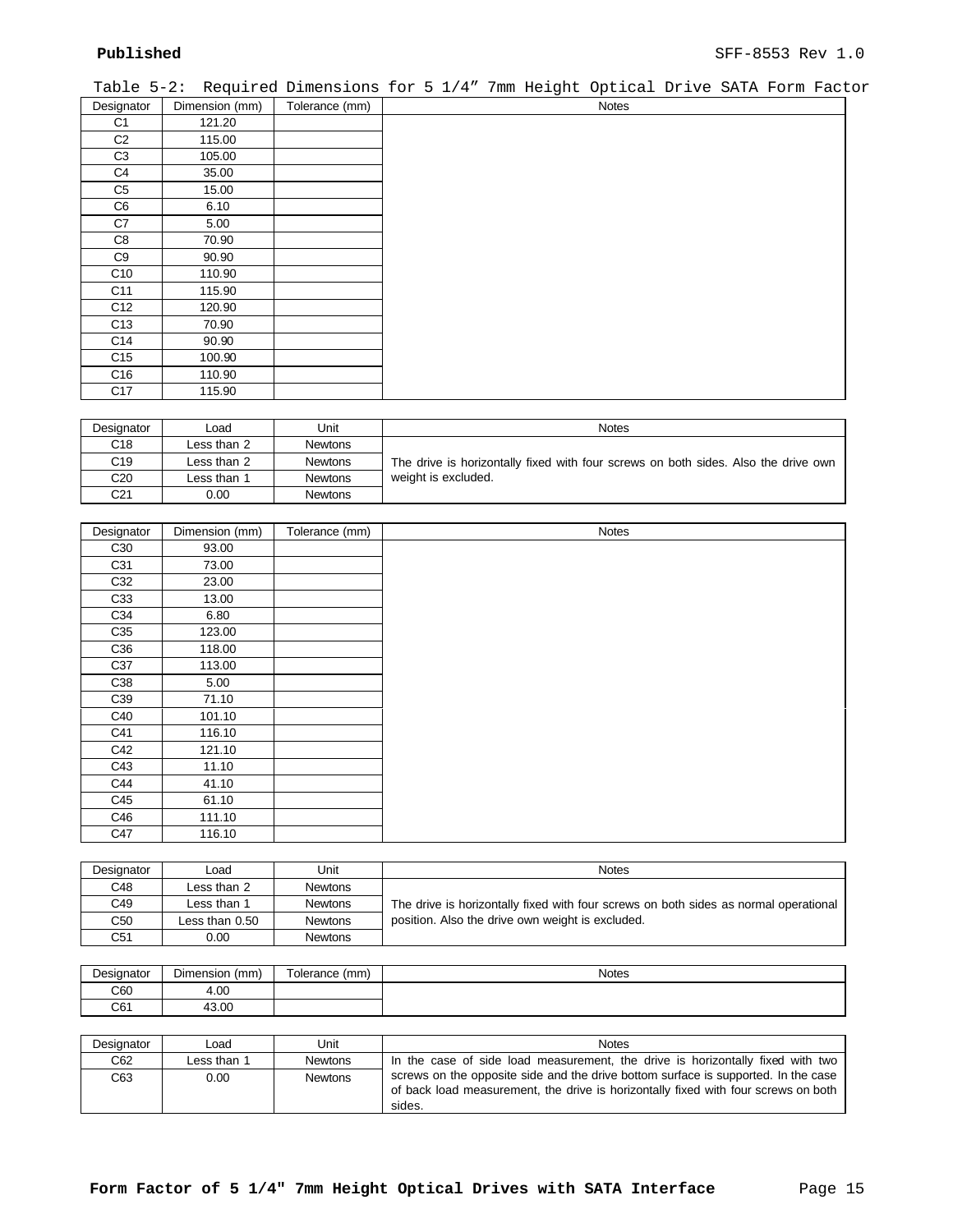Table 5-2: Required Dimensions for 5 1/4" 7mm Height Optical Drive SATA Form Factor

| Designator | Dimension (mm) | Tolerance (mm) | Notes |
|---|---|---|---|
| C1 | 121.20 | | |
| C2 | 115.00 | | |
| C3 | 105.00 | | |
| C4 | 35.00 | | |
| C5 | 15.00 | | |
| C6 | 6.10 | | |
| C7 | 5.00 | | |
| C8 | 70.90 | | |
| C9 | 90.90 | | |
| C10 | 110.90 | | |
| C11 | 115.90 | | |
| C12 | 120.90 | | |
| C13 | 70.90 | | |
| C14 | 90.90 | | |
| C15 | 100.90 | | |
| C16 | 110.90 | | |
| C17 | 115.90 | | |

| Designator | Load | Unit | Notes |
|---|---|---|---|
| C18 | Less than 2 | Newtons | The drive is horizontally fixed with four screws on both sides. Also the drive own weight is excluded. |
| C19 | Less than 2 | Newtons | |
| C20 | Less than 1 | Newtons | |
| C21 | 0.00 | Newtons | |

| Designator | Dimension (mm) | Tolerance (mm) | Notes |
|---|---|---|---|
| C30 | 93.00 | | |
| C31 | 73.00 | | |
| C32 | 23.00 | | |
| C33 | 13.00 | | |
| C34 | 6.80 | | |
| C35 | 123.00 | | |
| C36 | 118.00 | | |
| C37 | 113.00 | | |
| C38 | 5.00 | | |
| C39 | 71.10 | | |
| C40 | 101.10 | | |
| C41 | 116.10 | | |
| C42 | 121.10 | | |
| C43 | 11.10 | | |
| C44 | 41.10 | | |
| C45 | 61.10 | | |
| C46 | 111.10 | | |
| C47 | 116.10 | | |

| Designator | Load | Unit | Notes |
|---|---|---|---|
| C48 | Less than 2 | Newtons | The drive is horizontally fixed with four screws on both sides as normal operational position. Also the drive own weight is excluded. |
| C49 | Less than 1 | Newtons | |
| C50 | Less than 0.50 | Newtons | |
| C51 | 0.00 | Newtons | |

| Designator | Dimension (mm) | Tolerance (mm) | Notes |
|---|---|---|---|
| C60 | 4.00 | | |
| C61 | 43.00 | | |

| Designator | Load | Unit | Notes |
|---|---|---|---|
| C62 | Less than 1 | Newtons | In the case of side load measurement, the drive is horizontally fixed with two screws on the opposite side and the drive bottom surface is supported. In the case of back load measurement, the drive is horizontally fixed with four screws on both sides. |
| C63 | 0.00 | Newtons | |